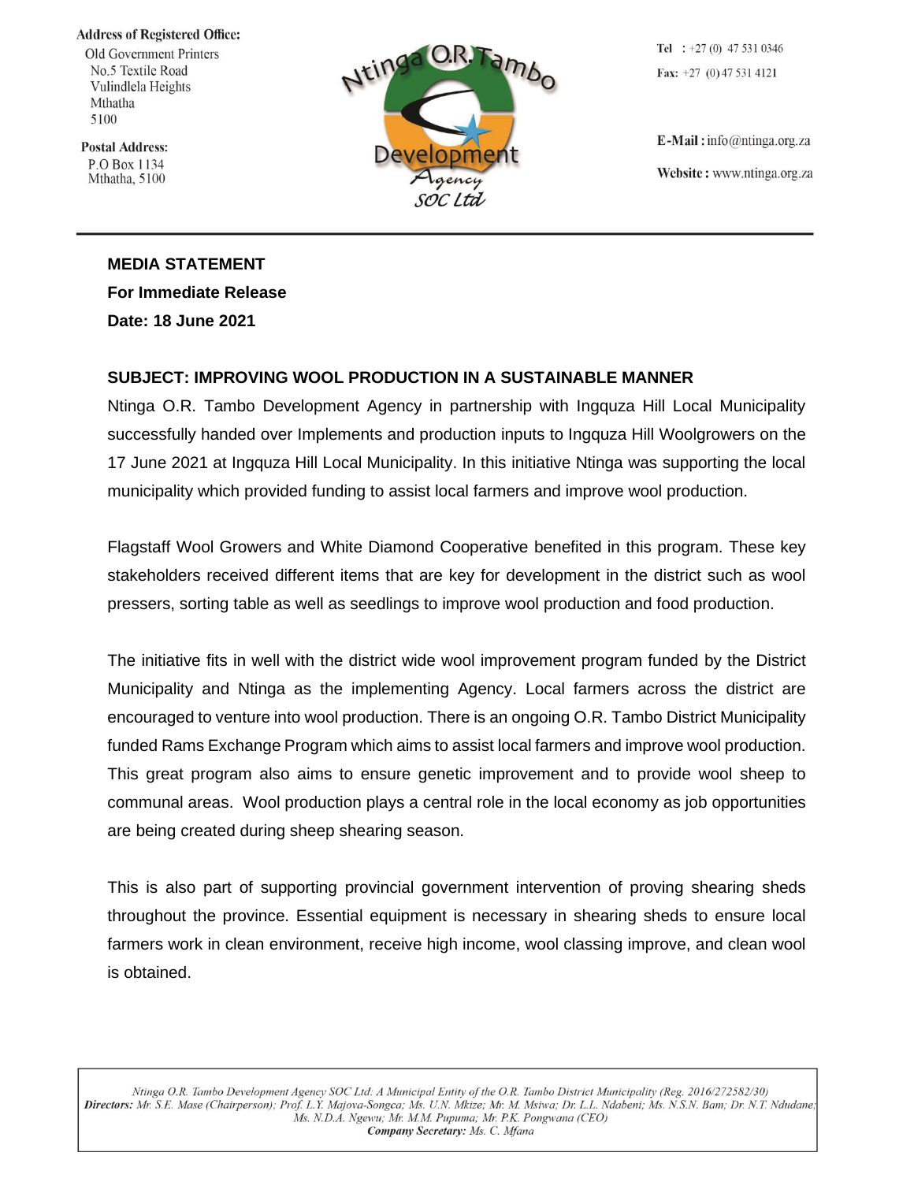**Address of Registered Office:**
Old Government Printers
No.5 Textile Road
Vulindlela Heights
Mthatha
5100

**Postal Address:**
P.O Box 1134
Mthatha, 5100

Ntinga O.R. Tambo Development Agency SOC Ltd

**Tel** : +27 (0) 47 531 0346
**Fax:** +27 (0) 47 531 4121

**E-Mail :** info@ntinga.org.za
**Website :** www.ntinga.org.za

---

**MEDIA STATEMENT**
**For Immediate Release**
**Date: 18 June 2021**

**SUBJECT: IMPROVING WOOL PRODUCTION IN A SUSTAINABLE MANNER**

Ntinga O.R. Tambo Development Agency in partnership with Ingquza Hill Local Municipality successfully handed over Implements and production inputs to Ingquza Hill Woolgrowers on the 17 June 2021 at Ingquza Hill Local Municipality. In this initiative Ntinga was supporting the local municipality which provided funding to assist local farmers and improve wool production.

Flagstaff Wool Growers and White Diamond Cooperative benefited in this program. These key stakeholders received different items that are key for development in the district such as wool pressers, sorting table as well as seedlings to improve wool production and food production.

The initiative fits in well with the district wide wool improvement program funded by the District Municipality and Ntinga as the implementing Agency. Local farmers across the district are encouraged to venture into wool production. There is an ongoing O.R. Tambo District Municipality funded Rams Exchange Program which aims to assist local farmers and improve wool production. This great program also aims to ensure genetic improvement and to provide wool sheep to communal areas. Wool production plays a central role in the local economy as job opportunities are being created during sheep shearing season.

This is also part of supporting provincial government intervention of proving shearing sheds throughout the province. Essential equipment is necessary in shearing sheds to ensure local farmers work in clean environment, receive high income, wool classing improve, and clean wool is obtained.

*Ntinga O.R. Tambo Development Agency SOC Ltd: A Municipal Entity of the O.R. Tambo District Municipality (Reg. 2016/272582/30)*
***Directors:*** *Mr. S.E. Mase (Chairperson); Prof. L.Y. Majova-Songca; Ms. U.N. Mkize; Mr. M. Msiwa; Dr. L.L. Ndabeni; Ms. N.S.N. Bam; Dr. N.T. Ndudane; Ms. N.D.A. Ngewu; Mr. M.M. Pupuma; Mr. P.K. Pongwana (CEO)*
***Company Secretary:*** *Ms. C. Mfana*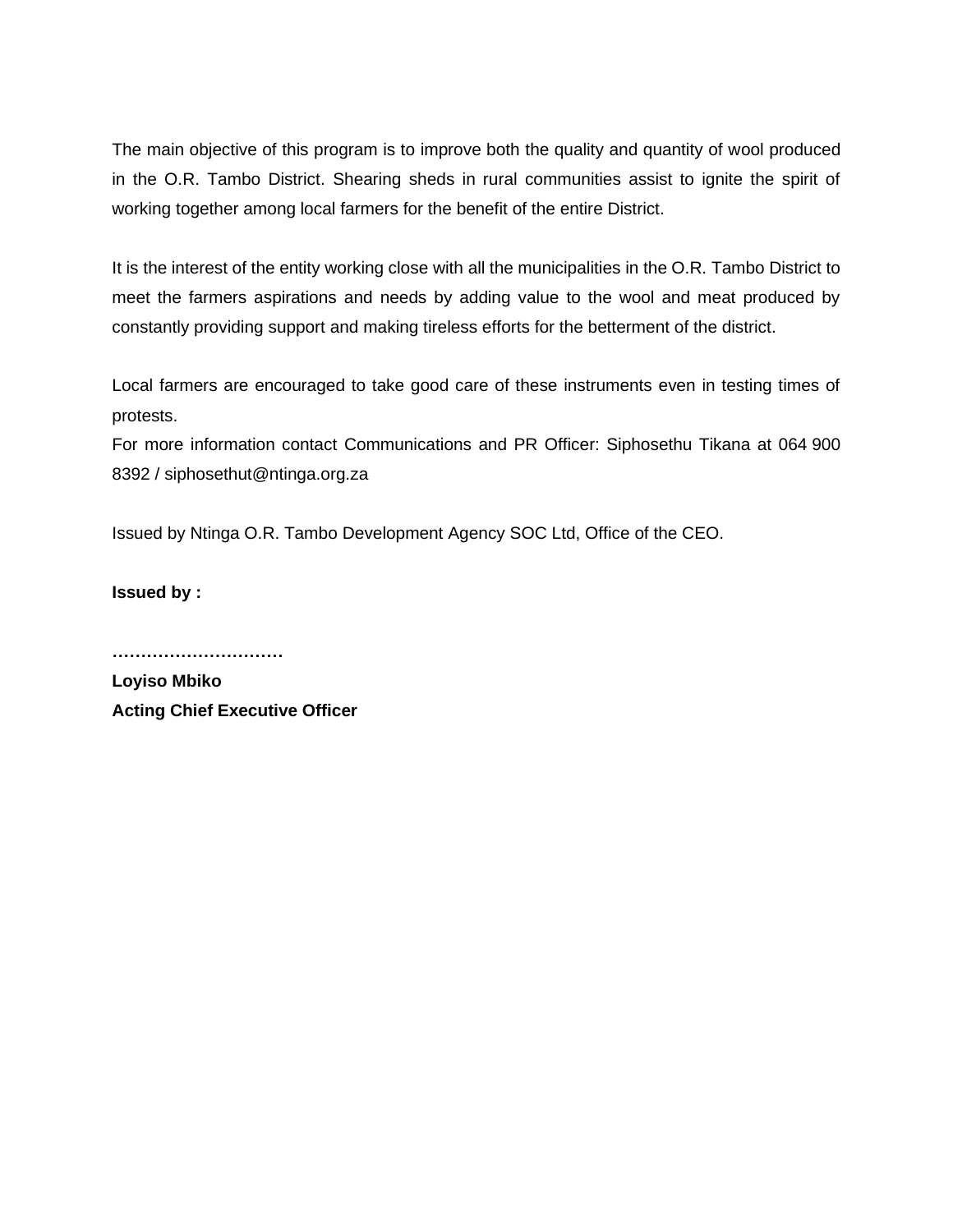The main objective of this program is to improve both the quality and quantity of wool produced in the O.R. Tambo District. Shearing sheds in rural communities assist to ignite the spirit of working together among local farmers for the benefit of the entire District.

It is the interest of the entity working close with all the municipalities in the O.R. Tambo District to meet the farmers aspirations and needs by adding value to the wool and meat produced by constantly providing support and making tireless efforts for the betterment of the district.

Local farmers are encouraged to take good care of these instruments even in testing times of protests.
For more information contact Communications and PR Officer: Siphosethu Tikana at 064 900 8392 / siphosethut@ntinga.org.za

Issued by Ntinga O.R. Tambo Development Agency SOC Ltd, Office of the CEO.

**Issued by :**

**…………………………**
**Loyiso Mbiko**
**Acting Chief Executive Officer**